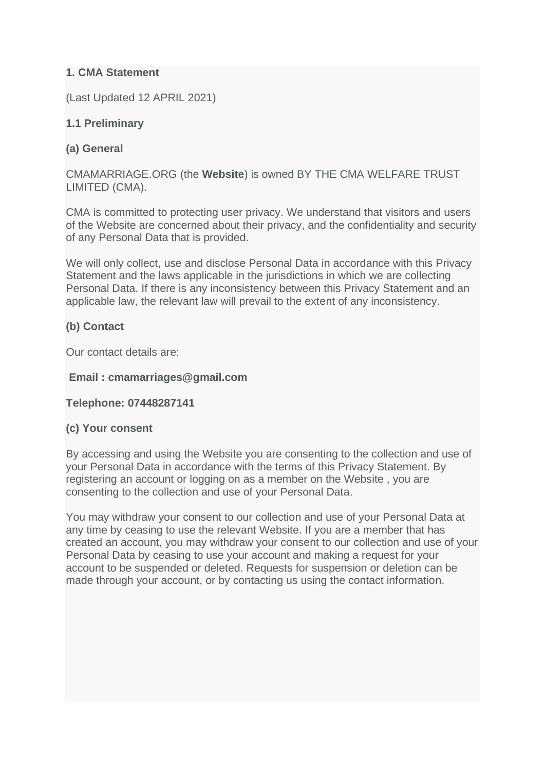# 1. CMA Statement

(Last Updated 12 APRIL 2021)

## 1.1 Preliminary

### (a) General

CMAMARRIAGE.ORG (the **Website**) is owned BY THE CMA WELFARE TRUST LIMITED (CMA).

CMA is committed to protecting user privacy. We understand that visitors and users of the Website are concerned about their privacy, and the confidentiality and security of any Personal Data that is provided.

We will only collect, use and disclose Personal Data in accordance with this Privacy Statement and the laws applicable in the jurisdictions in which we are collecting Personal Data. If there is any inconsistency between this Privacy Statement and an applicable law, the relevant law will prevail to the extent of any inconsistency.

### (b) Contact

Our contact details are:

**Email : cmamarriages@gmail.com**

**Telephone: 07448287141**

### (c) Your consent

By accessing and using the Website you are consenting to the collection and use of your Personal Data in accordance with the terms of this Privacy Statement. By registering an account or logging on as a member on the Website , you are consenting to the collection and use of your Personal Data.

You may withdraw your consent to our collection and use of your Personal Data at any time by ceasing to use the relevant Website. If you are a member that has created an account, you may withdraw your consent to our collection and use of your Personal Data by ceasing to use your account and making a request for your account to be suspended or deleted. Requests for suspension or deletion can be made through your account, or by contacting us using the contact information.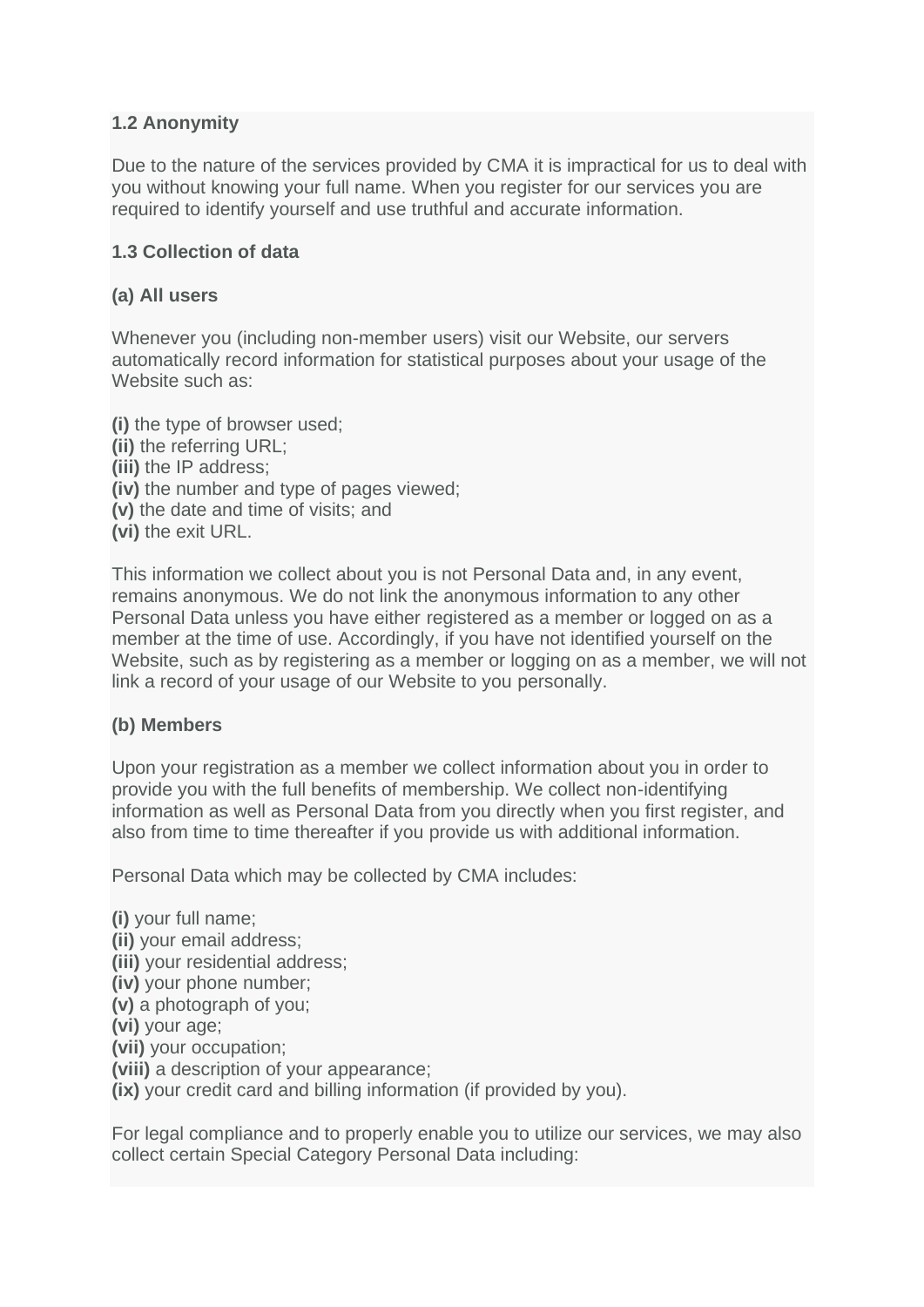**1.2 Anonymity**

Due to the nature of the services provided by CMA it is impractical for us to deal with you without knowing your full name. When you register for our services you are required to identify yourself and use truthful and accurate information.

**1.3 Collection of data**

**(a) All users**

Whenever you (including non-member users) visit our Website, our servers automatically record information for statistical purposes about your usage of the Website such as:

**(i)** the type of browser used;
**(ii)** the referring URL;
**(iii)** the IP address;
**(iv)** the number and type of pages viewed;
**(v)** the date and time of visits; and
**(vi)** the exit URL.

This information we collect about you is not Personal Data and, in any event, remains anonymous. We do not link the anonymous information to any other Personal Data unless you have either registered as a member or logged on as a member at the time of use. Accordingly, if you have not identified yourself on the Website, such as by registering as a member or logging on as a member, we will not link a record of your usage of our Website to you personally.

**(b) Members**

Upon your registration as a member we collect information about you in order to provide you with the full benefits of membership. We collect non-identifying information as well as Personal Data from you directly when you first register, and also from time to time thereafter if you provide us with additional information.

Personal Data which may be collected by CMA includes:

**(i)** your full name;
**(ii)** your email address;
**(iii)** your residential address;
**(iv)** your phone number;
**(v)** a photograph of you;
**(vi)** your age;
**(vii)** your occupation;
**(viii)** a description of your appearance;
**(ix)** your credit card and billing information (if provided by you).

For legal compliance and to properly enable you to utilize our services, we may also collect certain Special Category Personal Data including: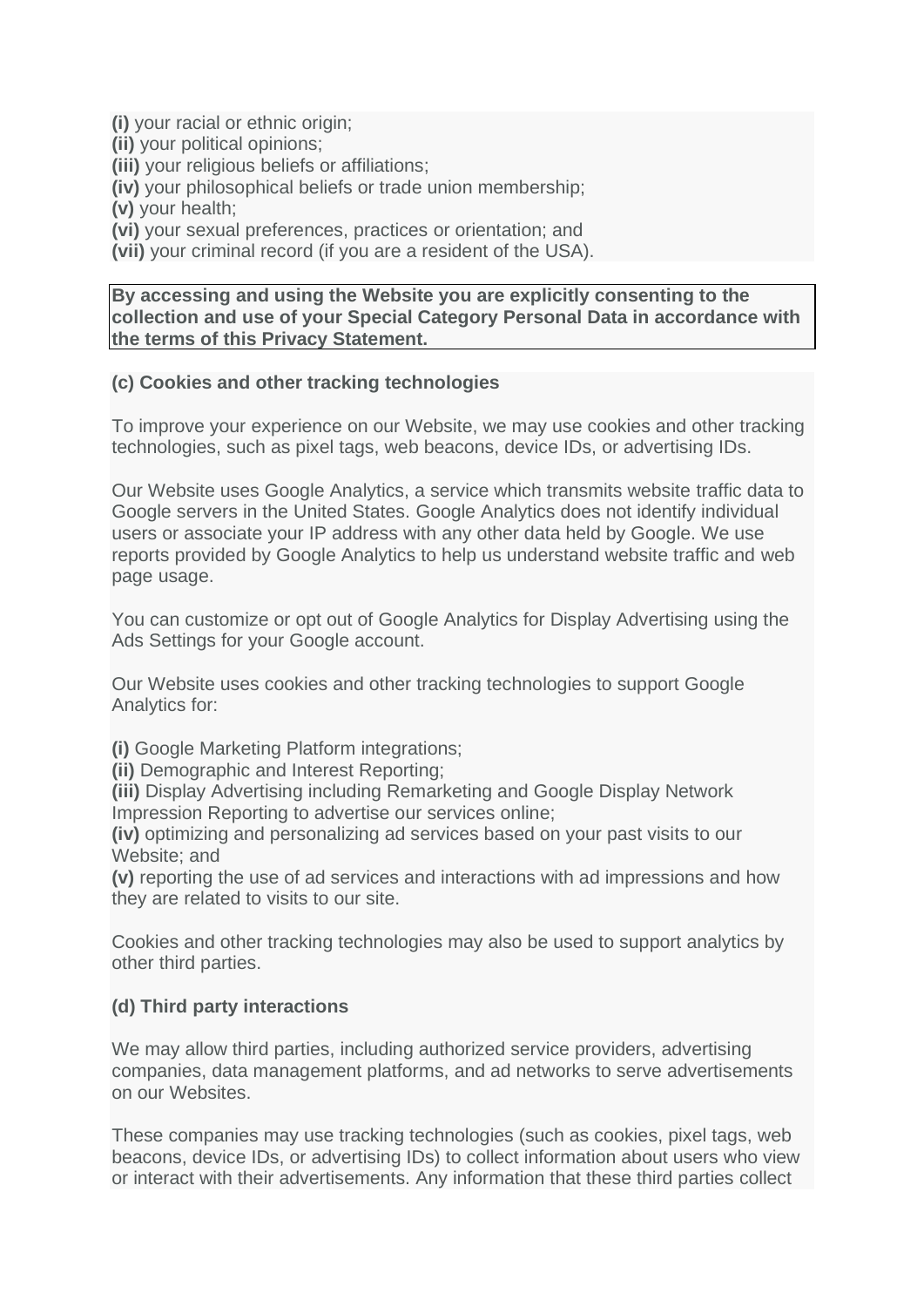**(i)** your racial or ethnic origin;
**(ii)** your political opinions;
**(iii)** your religious beliefs or affiliations;
**(iv)** your philosophical beliefs or trade union membership;
**(v)** your health;
**(vi)** your sexual preferences, practices or orientation; and
**(vii)** your criminal record (if you are a resident of the USA).

**By accessing and using the Website you are explicitly consenting to the collection and use of your Special Category Personal Data in accordance with the terms of this Privacy Statement.**

**(c) Cookies and other tracking technologies**

To improve your experience on our Website, we may use cookies and other tracking technologies, such as pixel tags, web beacons, device IDs, or advertising IDs.

Our Website uses Google Analytics, a service which transmits website traffic data to Google servers in the United States. Google Analytics does not identify individual users or associate your IP address with any other data held by Google. We use reports provided by Google Analytics to help us understand website traffic and web page usage.

You can customize or opt out of Google Analytics for Display Advertising using the Ads Settings for your Google account.

Our Website uses cookies and other tracking technologies to support Google Analytics for:

**(i)** Google Marketing Platform integrations;
**(ii)** Demographic and Interest Reporting;
**(iii)** Display Advertising including Remarketing and Google Display Network Impression Reporting to advertise our services online;
**(iv)** optimizing and personalizing ad services based on your past visits to our Website; and
**(v)** reporting the use of ad services and interactions with ad impressions and how they are related to visits to our site.

Cookies and other tracking technologies may also be used to support analytics by other third parties.

**(d) Third party interactions**

We may allow third parties, including authorized service providers, advertising companies, data management platforms, and ad networks to serve advertisements on our Websites.

These companies may use tracking technologies (such as cookies, pixel tags, web beacons, device IDs, or advertising IDs) to collect information about users who view or interact with their advertisements. Any information that these third parties collect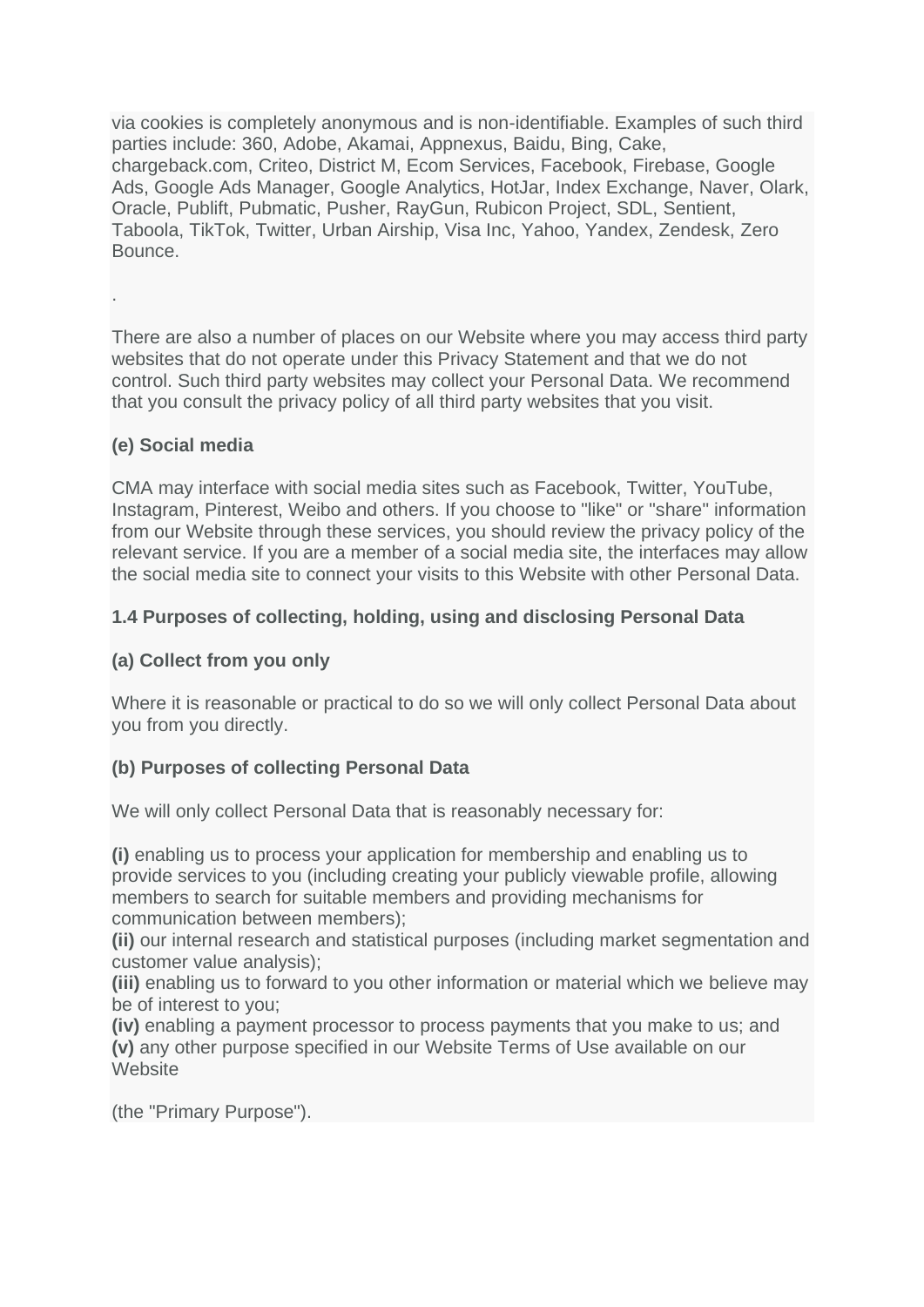via cookies is completely anonymous and is non-identifiable. Examples of such third parties include: 360, Adobe, Akamai, Appnexus, Baidu, Bing, Cake, chargeback.com, Criteo, District M, Ecom Services, Facebook, Firebase, Google Ads, Google Ads Manager, Google Analytics, HotJar, Index Exchange, Naver, Olark, Oracle, Publift, Pubmatic, Pusher, RayGun, Rubicon Project, SDL, Sentient, Taboola, TikTok, Twitter, Urban Airship, Visa Inc, Yahoo, Yandex, Zendesk, Zero Bounce.

.

There are also a number of places on our Website where you may access third party websites that do not operate under this Privacy Statement and that we do not control. Such third party websites may collect your Personal Data. We recommend that you consult the privacy policy of all third party websites that you visit.

**(e) Social media**

CMA may interface with social media sites such as Facebook, Twitter, YouTube, Instagram, Pinterest, Weibo and others. If you choose to "like" or "share" information from our Website through these services, you should review the privacy policy of the relevant service. If you are a member of a social media site, the interfaces may allow the social media site to connect your visits to this Website with other Personal Data.

**1.4 Purposes of collecting, holding, using and disclosing Personal Data**

**(a) Collect from you only**

Where it is reasonable or practical to do so we will only collect Personal Data about you from you directly.

**(b) Purposes of collecting Personal Data**

We will only collect Personal Data that is reasonably necessary for:

**(i)** enabling us to process your application for membership and enabling us to provide services to you (including creating your publicly viewable profile, allowing members to search for suitable members and providing mechanisms for communication between members);
**(ii)** our internal research and statistical purposes (including market segmentation and customer value analysis);
**(iii)** enabling us to forward to you other information or material which we believe may be of interest to you;
**(iv)** enabling a payment processor to process payments that you make to us; and
**(v)** any other purpose specified in our Website Terms of Use available on our Website

(the "Primary Purpose").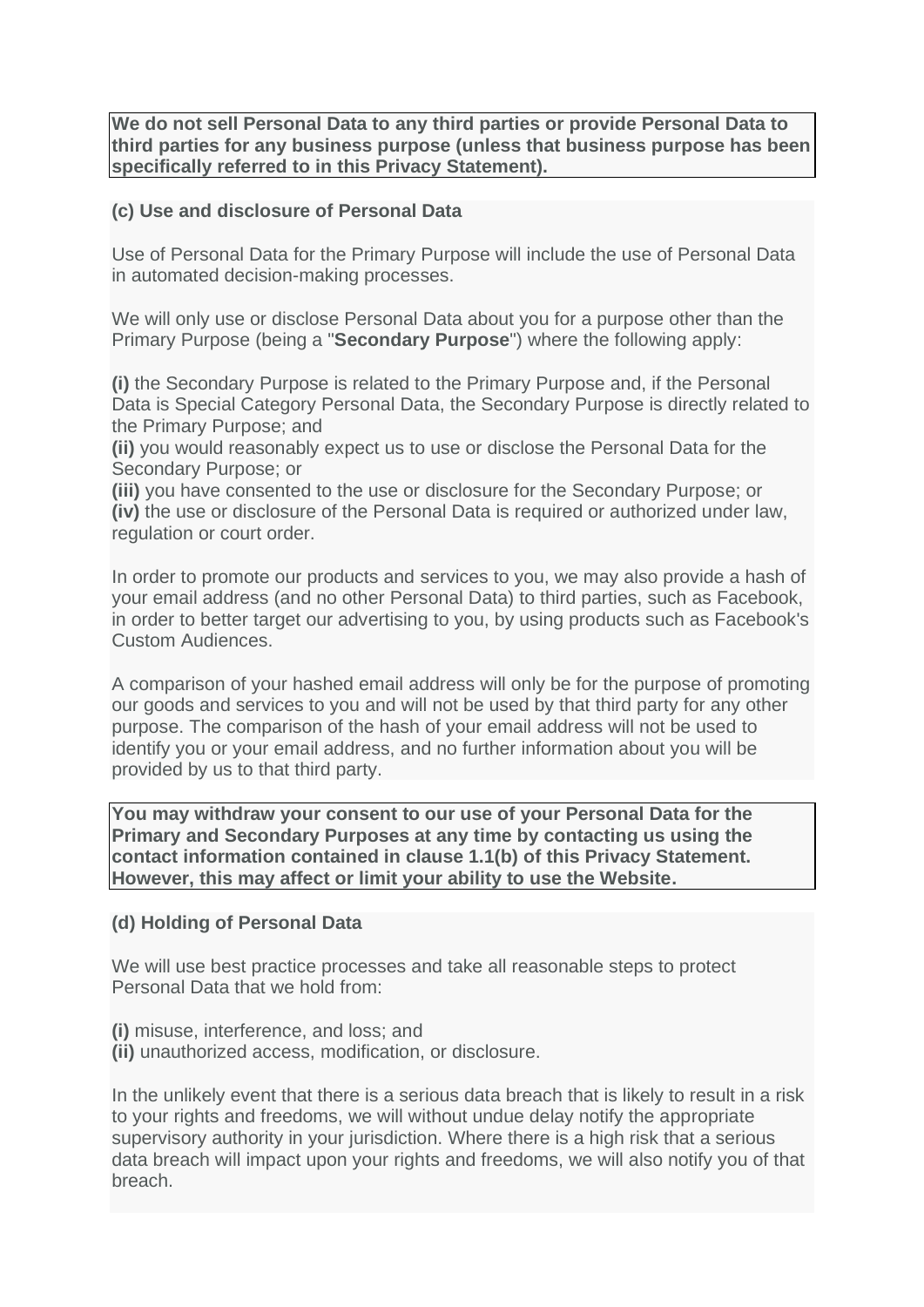**We do not sell Personal Data to any third parties or provide Personal Data to third parties for any business purpose (unless that business purpose has been specifically referred to in this Privacy Statement).**

**(c) Use and disclosure of Personal Data**

Use of Personal Data for the Primary Purpose will include the use of Personal Data in automated decision-making processes.

We will only use or disclose Personal Data about you for a purpose other than the Primary Purpose (being a "**Secondary Purpose**") where the following apply:

**(i)** the Secondary Purpose is related to the Primary Purpose and, if the Personal Data is Special Category Personal Data, the Secondary Purpose is directly related to the Primary Purpose; and
**(ii)** you would reasonably expect us to use or disclose the Personal Data for the Secondary Purpose; or
**(iii)** you have consented to the use or disclosure for the Secondary Purpose; or
**(iv)** the use or disclosure of the Personal Data is required or authorized under law, regulation or court order.

In order to promote our products and services to you, we may also provide a hash of your email address (and no other Personal Data) to third parties, such as Facebook, in order to better target our advertising to you, by using products such as Facebook's Custom Audiences.

A comparison of your hashed email address will only be for the purpose of promoting our goods and services to you and will not be used by that third party for any other purpose. The comparison of the hash of your email address will not be used to identify you or your email address, and no further information about you will be provided by us to that third party.

**You may withdraw your consent to our use of your Personal Data for the Primary and Secondary Purposes at any time by contacting us using the contact information contained in clause 1.1(b) of this Privacy Statement. However, this may affect or limit your ability to use the Website.**

**(d) Holding of Personal Data**

We will use best practice processes and take all reasonable steps to protect Personal Data that we hold from:

**(i)** misuse, interference, and loss; and
**(ii)** unauthorized access, modification, or disclosure.

In the unlikely event that there is a serious data breach that is likely to result in a risk to your rights and freedoms, we will without undue delay notify the appropriate supervisory authority in your jurisdiction. Where there is a high risk that a serious data breach will impact upon your rights and freedoms, we will also notify you of that breach.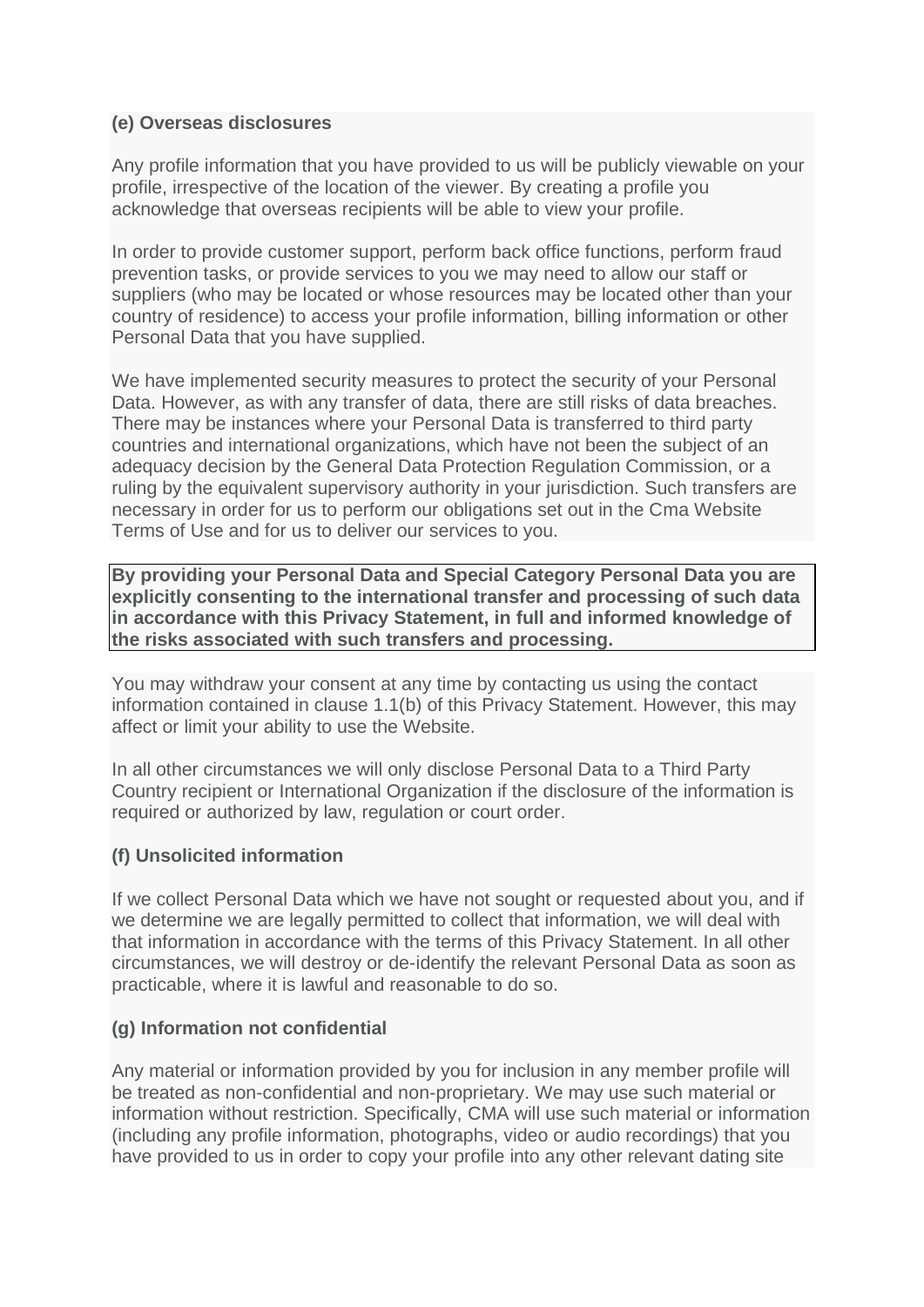**(e) Overseas disclosures**

Any profile information that you have provided to us will be publicly viewable on your profile, irrespective of the location of the viewer. By creating a profile you acknowledge that overseas recipients will be able to view your profile.

In order to provide customer support, perform back office functions, perform fraud prevention tasks, or provide services to you we may need to allow our staff or suppliers (who may be located or whose resources may be located other than your country of residence) to access your profile information, billing information or other Personal Data that you have supplied.

We have implemented security measures to protect the security of your Personal Data. However, as with any transfer of data, there are still risks of data breaches. There may be instances where your Personal Data is transferred to third party countries and international organizations, which have not been the subject of an adequacy decision by the General Data Protection Regulation Commission, or a ruling by the equivalent supervisory authority in your jurisdiction. Such transfers are necessary in order for us to perform our obligations set out in the Cma Website Terms of Use and for us to deliver our services to you.

**By providing your Personal Data and Special Category Personal Data you are explicitly consenting to the international transfer and processing of such data in accordance with this Privacy Statement, in full and informed knowledge of the risks associated with such transfers and processing.**

You may withdraw your consent at any time by contacting us using the contact information contained in clause 1.1(b) of this Privacy Statement. However, this may affect or limit your ability to use the Website.

In all other circumstances we will only disclose Personal Data to a Third Party Country recipient or International Organization if the disclosure of the information is required or authorized by law, regulation or court order.

**(f) Unsolicited information**

If we collect Personal Data which we have not sought or requested about you, and if we determine we are legally permitted to collect that information, we will deal with that information in accordance with the terms of this Privacy Statement. In all other circumstances, we will destroy or de-identify the relevant Personal Data as soon as practicable, where it is lawful and reasonable to do so.

**(g) Information not confidential**

Any material or information provided by you for inclusion in any member profile will be treated as non-confidential and non-proprietary. We may use such material or information without restriction. Specifically, CMA will use such material or information (including any profile information, photographs, video or audio recordings) that you have provided to us in order to copy your profile into any other relevant dating site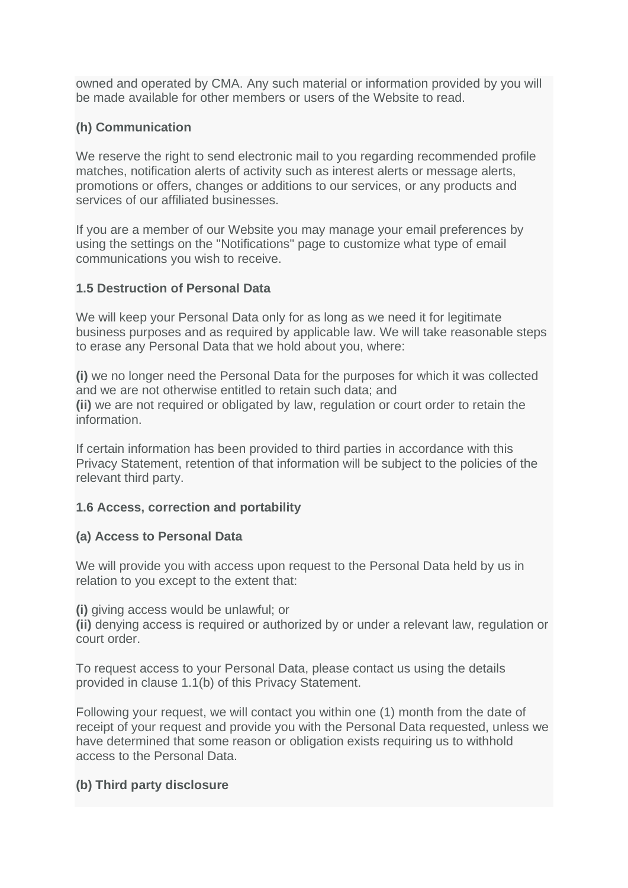owned and operated by CMA. Any such material or information provided by you will be made available for other members or users of the Website to read.

**(h) Communication**

We reserve the right to send electronic mail to you regarding recommended profile matches, notification alerts of activity such as interest alerts or message alerts, promotions or offers, changes or additions to our services, or any products and services of our affiliated businesses.

If you are a member of our Website you may manage your email preferences by using the settings on the "Notifications" page to customize what type of email communications you wish to receive.

**1.5 Destruction of Personal Data**

We will keep your Personal Data only for as long as we need it for legitimate business purposes and as required by applicable law. We will take reasonable steps to erase any Personal Data that we hold about you, where:

**(i)** we no longer need the Personal Data for the purposes for which it was collected and we are not otherwise entitled to retain such data; and
**(ii)** we are not required or obligated by law, regulation or court order to retain the information.

If certain information has been provided to third parties in accordance with this Privacy Statement, retention of that information will be subject to the policies of the relevant third party.

**1.6 Access, correction and portability**

**(a) Access to Personal Data**

We will provide you with access upon request to the Personal Data held by us in relation to you except to the extent that:

**(i)** giving access would be unlawful; or
**(ii)** denying access is required or authorized by or under a relevant law, regulation or court order.

To request access to your Personal Data, please contact us using the details provided in clause 1.1(b) of this Privacy Statement.

Following your request, we will contact you within one (1) month from the date of receipt of your request and provide you with the Personal Data requested, unless we have determined that some reason or obligation exists requiring us to withhold access to the Personal Data.

**(b) Third party disclosure**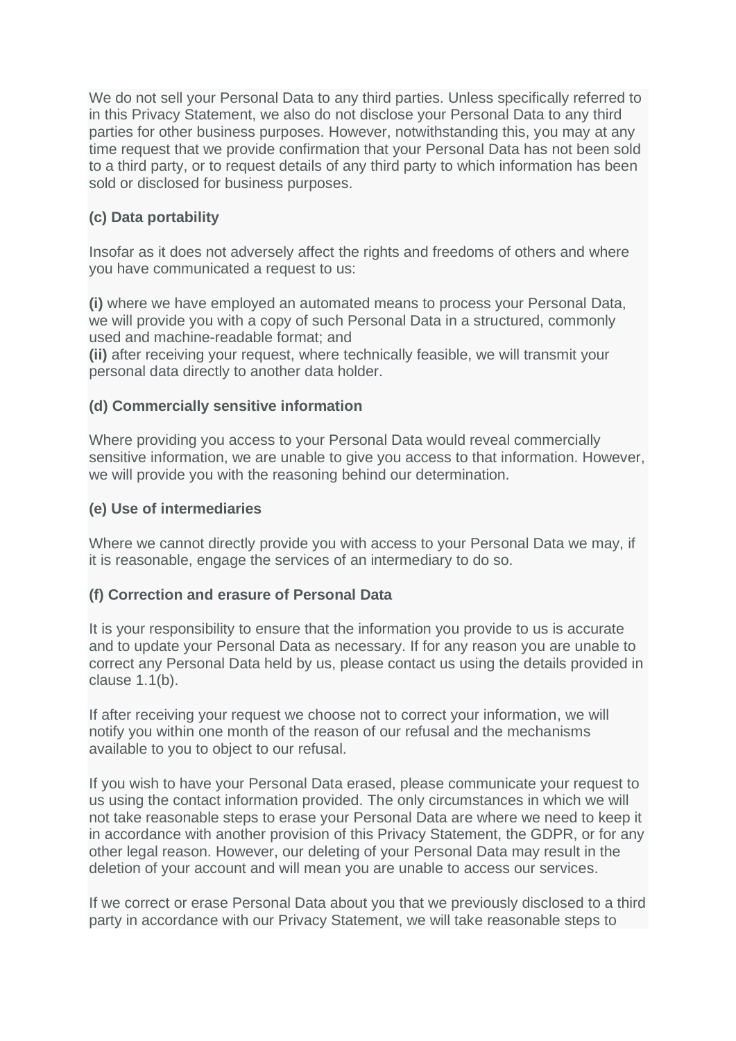We do not sell your Personal Data to any third parties. Unless specifically referred to in this Privacy Statement, we also do not disclose your Personal Data to any third parties for other business purposes. However, notwithstanding this, you may at any time request that we provide confirmation that your Personal Data has not been sold to a third party, or to request details of any third party to which information has been sold or disclosed for business purposes.

**(c) Data portability**

Insofar as it does not adversely affect the rights and freedoms of others and where you have communicated a request to us:

**(i)** where we have employed an automated means to process your Personal Data, we will provide you with a copy of such Personal Data in a structured, commonly used and machine-readable format; and
**(ii)** after receiving your request, where technically feasible, we will transmit your personal data directly to another data holder.

**(d) Commercially sensitive information**

Where providing you access to your Personal Data would reveal commercially sensitive information, we are unable to give you access to that information. However, we will provide you with the reasoning behind our determination.

**(e) Use of intermediaries**

Where we cannot directly provide you with access to your Personal Data we may, if it is reasonable, engage the services of an intermediary to do so.

**(f) Correction and erasure of Personal Data**

It is your responsibility to ensure that the information you provide to us is accurate and to update your Personal Data as necessary. If for any reason you are unable to correct any Personal Data held by us, please contact us using the details provided in clause 1.1(b).

If after receiving your request we choose not to correct your information, we will notify you within one month of the reason of our refusal and the mechanisms available to you to object to our refusal.

If you wish to have your Personal Data erased, please communicate your request to us using the contact information provided. The only circumstances in which we will not take reasonable steps to erase your Personal Data are where we need to keep it in accordance with another provision of this Privacy Statement, the GDPR, or for any other legal reason. However, our deleting of your Personal Data may result in the deletion of your account and will mean you are unable to access our services.

If we correct or erase Personal Data about you that we previously disclosed to a third party in accordance with our Privacy Statement, we will take reasonable steps to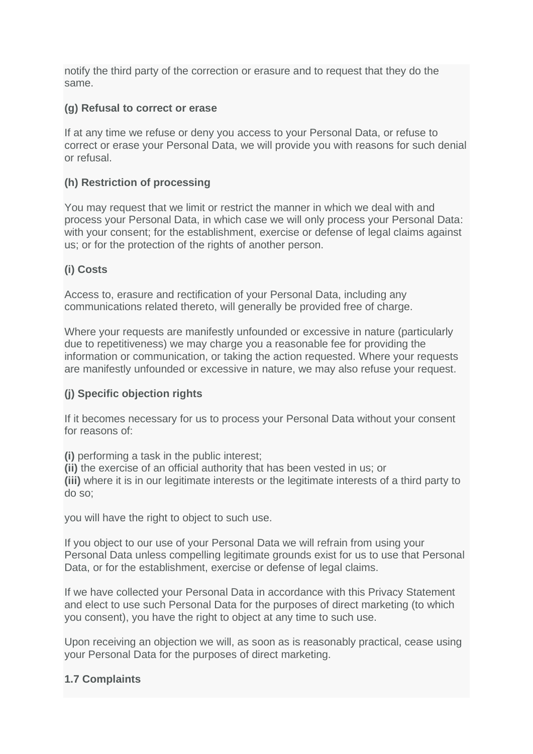notify the third party of the correction or erasure and to request that they do the same.

**(g) Refusal to correct or erase**

If at any time we refuse or deny you access to your Personal Data, or refuse to correct or erase your Personal Data, we will provide you with reasons for such denial or refusal.

**(h) Restriction of processing**

You may request that we limit or restrict the manner in which we deal with and process your Personal Data, in which case we will only process your Personal Data: with your consent; for the establishment, exercise or defense of legal claims against us; or for the protection of the rights of another person.

**(i) Costs**

Access to, erasure and rectification of your Personal Data, including any communications related thereto, will generally be provided free of charge.

Where your requests are manifestly unfounded or excessive in nature (particularly due to repetitiveness) we may charge you a reasonable fee for providing the information or communication, or taking the action requested. Where your requests are manifestly unfounded or excessive in nature, we may also refuse your request.

**(j) Specific objection rights**

If it becomes necessary for us to process your Personal Data without your consent for reasons of:

**(i)** performing a task in the public interest;
**(ii)** the exercise of an official authority that has been vested in us; or
**(iii)** where it is in our legitimate interests or the legitimate interests of a third party to do so;

you will have the right to object to such use.

If you object to our use of your Personal Data we will refrain from using your Personal Data unless compelling legitimate grounds exist for us to use that Personal Data, or for the establishment, exercise or defense of legal claims.

If we have collected your Personal Data in accordance with this Privacy Statement and elect to use such Personal Data for the purposes of direct marketing (to which you consent), you have the right to object at any time to such use.

Upon receiving an objection we will, as soon as is reasonably practical, cease using your Personal Data for the purposes of direct marketing.

**1.7 Complaints**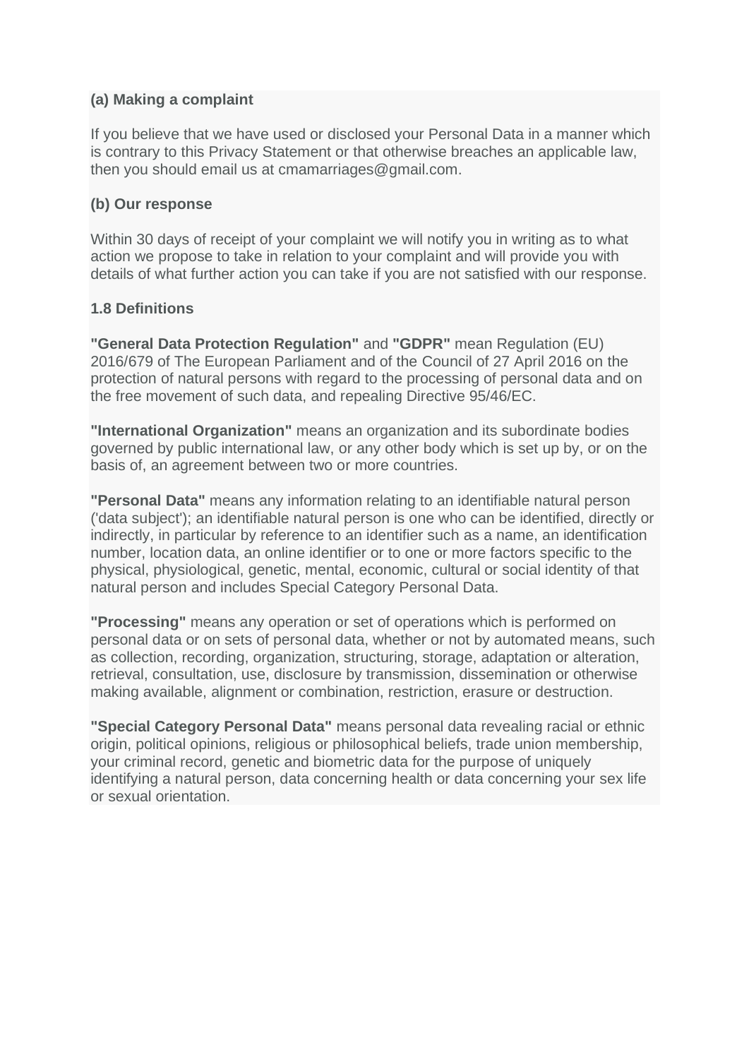**(a) Making a complaint**

If you believe that we have used or disclosed your Personal Data in a manner which is contrary to this Privacy Statement or that otherwise breaches an applicable law, then you should email us at cmamarriages@gmail.com.

**(b) Our response**

Within 30 days of receipt of your complaint we will notify you in writing as to what action we propose to take in relation to your complaint and will provide you with details of what further action you can take if you are not satisfied with our response.

**1.8 Definitions**

**"General Data Protection Regulation"** and **"GDPR"** mean Regulation (EU) 2016/679 of The European Parliament and of the Council of 27 April 2016 on the protection of natural persons with regard to the processing of personal data and on the free movement of such data, and repealing Directive 95/46/EC.

**"International Organization"** means an organization and its subordinate bodies governed by public international law, or any other body which is set up by, or on the basis of, an agreement between two or more countries.

**"Personal Data"** means any information relating to an identifiable natural person ('data subject'); an identifiable natural person is one who can be identified, directly or indirectly, in particular by reference to an identifier such as a name, an identification number, location data, an online identifier or to one or more factors specific to the physical, physiological, genetic, mental, economic, cultural or social identity of that natural person and includes Special Category Personal Data.

**"Processing"** means any operation or set of operations which is performed on personal data or on sets of personal data, whether or not by automated means, such as collection, recording, organization, structuring, storage, adaptation or alteration, retrieval, consultation, use, disclosure by transmission, dissemination or otherwise making available, alignment or combination, restriction, erasure or destruction.

**"Special Category Personal Data"** means personal data revealing racial or ethnic origin, political opinions, religious or philosophical beliefs, trade union membership, your criminal record, genetic and biometric data for the purpose of uniquely identifying a natural person, data concerning health or data concerning your sex life or sexual orientation.